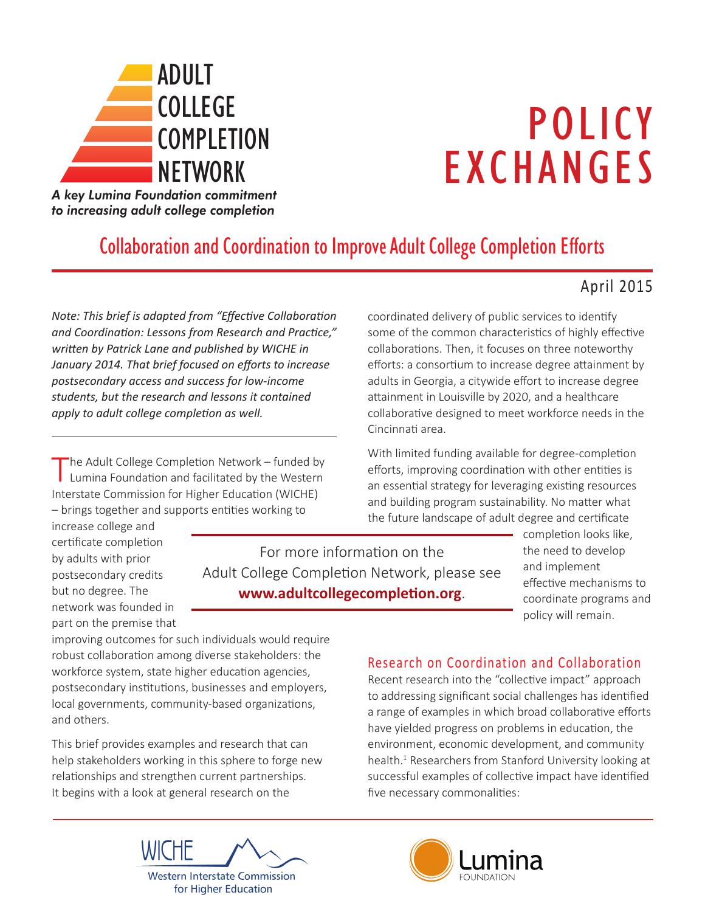# ADULT COLLEGE COMPLETION NETWORK

*A key Lumina Foundation commitment to increasing adult college completion*

# POLICY EXCHANGES

## Collaboration and Coordination to Improve Adult College Completion Efforts

April 2015

*Note: This brief is adapted from "Effective Collaboration and Coordination: Lessons from Research and Practice," written by Patrick Lane and published by WICHE in January 2014. That brief focused on efforts to increase postsecondary access and success for low-income students, but the research and lessons it contained apply to adult college completion as well.*

---

The Adult College Completion Network – funded by Lumina Foundation and facilitated by the Western Interstate Commission for Higher Education (WICHE) – brings together and supports entities working to increase college and certificate completion by adults with prior postsecondary credits but no degree. The network was founded in part on the premise that improving outcomes for such individuals would require robust collaboration among diverse stakeholders: the workforce system, state higher education agencies, postsecondary institutions, businesses and employers, local governments, community-based organizations, and others.

This brief provides examples and research that can help stakeholders working in this sphere to forge new relationships and strengthen current partnerships. It begins with a look at general research on the coordinated delivery of public services to identify some of the common characteristics of highly effective collaborations. Then, it focuses on three noteworthy efforts: a consortium to increase degree attainment by adults in Georgia, a citywide effort to increase degree attainment in Louisville by 2020, and a healthcare collaborative designed to meet workforce needs in the Cincinnati area.

With limited funding available for degree-completion efforts, improving coordination with other entities is an essential strategy for leveraging existing resources and building program sustainability. No matter what the future landscape of adult degree and certificate completion looks like, the need to develop and implement effective mechanisms to coordinate programs and policy will remain.

> For more information on the Adult College Completion Network, please see **www.adultcollegecompletion.org**.

### Research on Coordination and Collaboration

Recent research into the "collective impact" approach to addressing significant social challenges has identified a range of examples in which broad collaborative efforts have yielded progress on problems in education, the environment, economic development, and community health.[1] Researchers from Stanford University looking at successful examples of collective impact have identified five necessary commonalities:

WICHE Western Interstate Commission for Higher Education

Lumina Foundation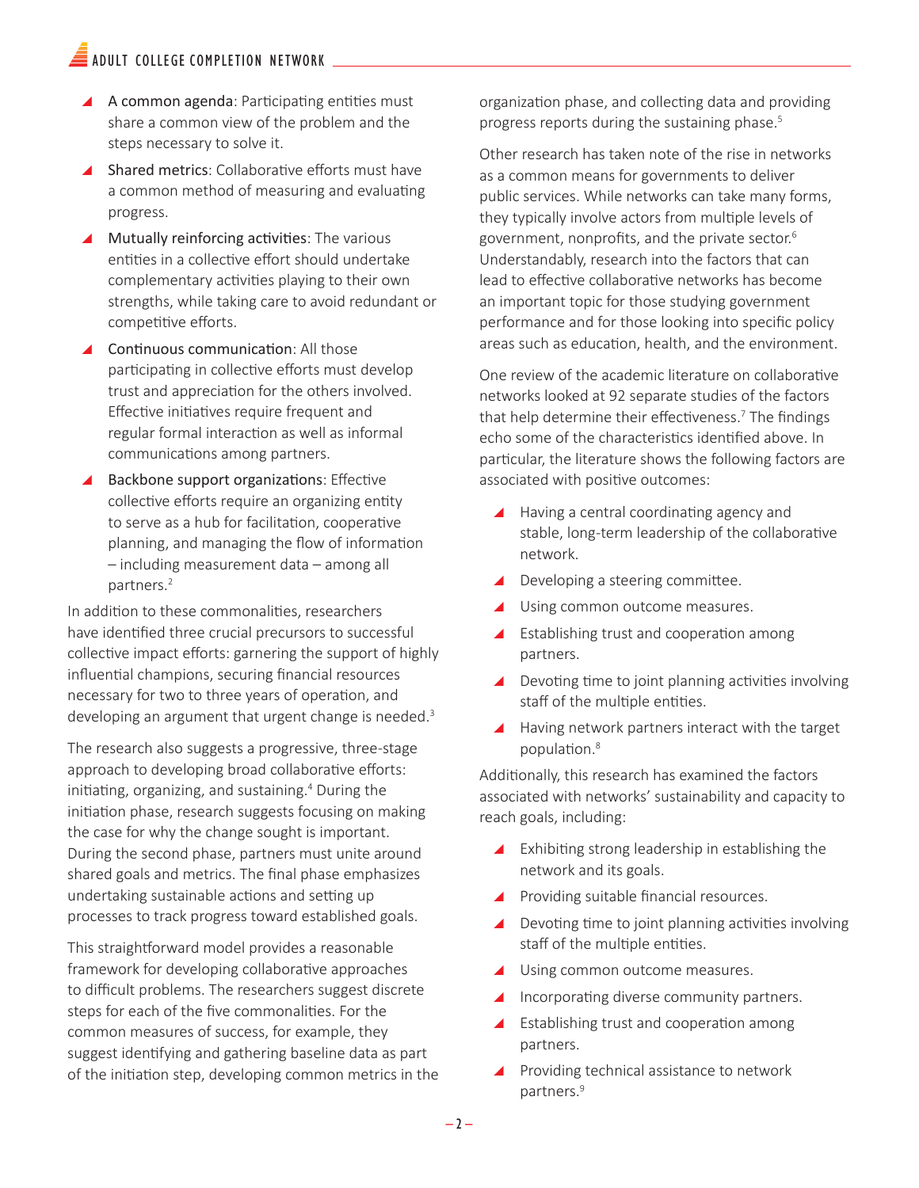- A common agenda: Participating entities must share a common view of the problem and the steps necessary to solve it.
- Shared metrics: Collaborative efforts must have a common method of measuring and evaluating progress.
- Mutually reinforcing activities: The various entities in a collective effort should undertake complementary activities playing to their own strengths, while taking care to avoid redundant or competitive efforts.
- Continuous communication: All those participating in collective efforts must develop trust and appreciation for the others involved. Effective initiatives require frequent and regular formal interaction as well as informal communications among partners.
- Backbone support organizations: Effective collective efforts require an organizing entity to serve as a hub for facilitation, cooperative planning, and managing the flow of information – including measurement data – among all partners.[2]

In addition to these commonalities, researchers have identified three crucial precursors to successful collective impact efforts: garnering the support of highly influential champions, securing financial resources necessary for two to three years of operation, and developing an argument that urgent change is needed.[3]

The research also suggests a progressive, three-stage approach to developing broad collaborative efforts: initiating, organizing, and sustaining.[4] During the initiation phase, research suggests focusing on making the case for why the change sought is important. During the second phase, partners must unite around shared goals and metrics. The final phase emphasizes undertaking sustainable actions and setting up processes to track progress toward established goals.

This straightforward model provides a reasonable framework for developing collaborative approaches to difficult problems. The researchers suggest discrete steps for each of the five commonalities. For the common measures of success, for example, they suggest identifying and gathering baseline data as part of the initiation step, developing common metrics in the organization phase, and collecting data and providing progress reports during the sustaining phase.[5]

Other research has taken note of the rise in networks as a common means for governments to deliver public services. While networks can take many forms, they typically involve actors from multiple levels of government, nonprofits, and the private sector.[6] Understandably, research into the factors that can lead to effective collaborative networks has become an important topic for those studying government performance and for those looking into specific policy areas such as education, health, and the environment.

One review of the academic literature on collaborative networks looked at 92 separate studies of the factors that help determine their effectiveness.[7] The findings echo some of the characteristics identified above. In particular, the literature shows the following factors are associated with positive outcomes:

- Having a central coordinating agency and stable, long-term leadership of the collaborative network.
- Developing a steering committee.
- Using common outcome measures.
- Establishing trust and cooperation among partners.
- Devoting time to joint planning activities involving staff of the multiple entities.
- Having network partners interact with the target population.[8]

Additionally, this research has examined the factors associated with networks' sustainability and capacity to reach goals, including:

- Exhibiting strong leadership in establishing the network and its goals.
- Providing suitable financial resources.
- Devoting time to joint planning activities involving staff of the multiple entities.
- Using common outcome measures.
- Incorporating diverse community partners.
- Establishing trust and cooperation among partners.
- Providing technical assistance to network partners.[9]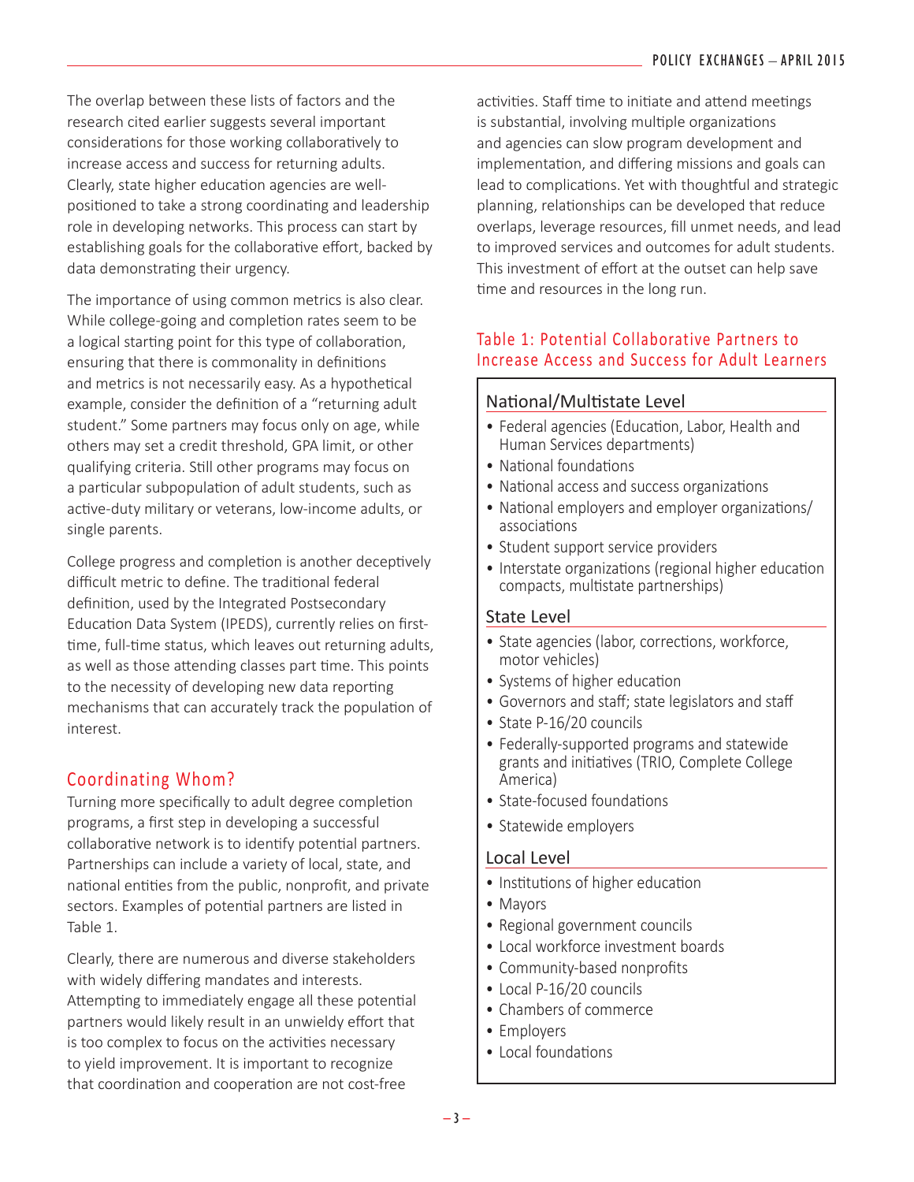The overlap between these lists of factors and the research cited earlier suggests several important considerations for those working collaboratively to increase access and success for returning adults. Clearly, state higher education agencies are well-positioned to take a strong coordinating and leadership role in developing networks. This process can start by establishing goals for the collaborative effort, backed by data demonstrating their urgency.

The importance of using common metrics is also clear. While college-going and completion rates seem to be a logical starting point for this type of collaboration, ensuring that there is commonality in definitions and metrics is not necessarily easy. As a hypothetical example, consider the definition of a "returning adult student." Some partners may focus only on age, while others may set a credit threshold, GPA limit, or other qualifying criteria. Still other programs may focus on a particular subpopulation of adult students, such as active-duty military or veterans, low-income adults, or single parents.

College progress and completion is another deceptively difficult metric to define. The traditional federal definition, used by the Integrated Postsecondary Education Data System (IPEDS), currently relies on first-time, full-time status, which leaves out returning adults, as well as those attending classes part time. This points to the necessity of developing new data reporting mechanisms that can accurately track the population of interest.

## Coordinating Whom?

Turning more specifically to adult degree completion programs, a first step in developing a successful collaborative network is to identify potential partners. Partnerships can include a variety of local, state, and national entities from the public, nonprofit, and private sectors. Examples of potential partners are listed in Table 1.

Clearly, there are numerous and diverse stakeholders with widely differing mandates and interests. Attempting to immediately engage all these potential partners would likely result in an unwieldy effort that is too complex to focus on the activities necessary to yield improvement. It is important to recognize that coordination and cooperation are not cost-free activities. Staff time to initiate and attend meetings is substantial, involving multiple organizations and agencies can slow program development and implementation, and differing missions and goals can lead to complications. Yet with thoughtful and strategic planning, relationships can be developed that reduce overlaps, leverage resources, fill unmet needs, and lead to improved services and outcomes for adult students. This investment of effort at the outset can help save time and resources in the long run.

### Table 1: Potential Collaborative Partners to Increase Access and Success for Adult Learners

**National/Multistate Level**

- Federal agencies (Education, Labor, Health and Human Services departments)
- National foundations
- National access and success organizations
- National employers and employer organizations/associations
- Student support service providers
- Interstate organizations (regional higher education compacts, multistate partnerships)

**State Level**

- State agencies (labor, corrections, workforce, motor vehicles)
- Systems of higher education
- Governors and staff; state legislators and staff
- State P-16/20 councils
- Federally-supported programs and statewide grants and initiatives (TRIO, Complete College America)
- State-focused foundations
- Statewide employers

**Local Level**

- Institutions of higher education
- Mayors
- Regional government councils
- Local workforce investment boards
- Community-based nonprofits
- Local P-16/20 councils
- Chambers of commerce
- Employers
- Local foundations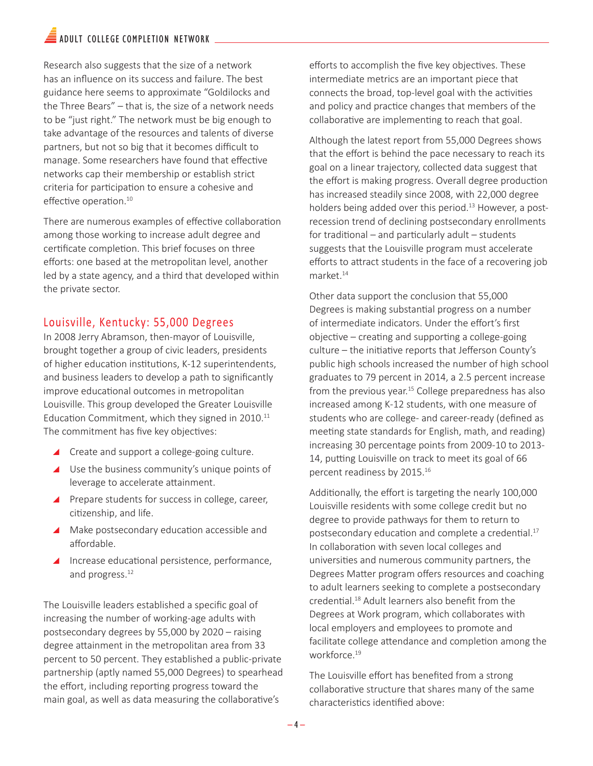Research also suggests that the size of a network has an influence on its success and failure. The best guidance here seems to approximate "Goldilocks and the Three Bears" – that is, the size of a network needs to be "just right." The network must be big enough to take advantage of the resources and talents of diverse partners, but not so big that it becomes difficult to manage. Some researchers have found that effective networks cap their membership or establish strict criteria for participation to ensure a cohesive and effective operation.[10]

There are numerous examples of effective collaboration among those working to increase adult degree and certificate completion. This brief focuses on three efforts: one based at the metropolitan level, another led by a state agency, and a third that developed within the private sector.

## Louisville, Kentucky: 55,000 Degrees

In 2008 Jerry Abramson, then-mayor of Louisville, brought together a group of civic leaders, presidents of higher education institutions, K-12 superintendents, and business leaders to develop a path to significantly improve educational outcomes in metropolitan Louisville. This group developed the Greater Louisville Education Commitment, which they signed in 2010.[11] The commitment has five key objectives:

- Create and support a college-going culture.
- Use the business community's unique points of leverage to accelerate attainment.
- Prepare students for success in college, career, citizenship, and life.
- Make postsecondary education accessible and affordable.
- Increase educational persistence, performance, and progress.[12]

The Louisville leaders established a specific goal of increasing the number of working-age adults with postsecondary degrees by 55,000 by 2020 – raising degree attainment in the metropolitan area from 33 percent to 50 percent. They established a public-private partnership (aptly named 55,000 Degrees) to spearhead the effort, including reporting progress toward the main goal, as well as data measuring the collaborative's efforts to accomplish the five key objectives. These intermediate metrics are an important piece that connects the broad, top-level goal with the activities and policy and practice changes that members of the collaborative are implementing to reach that goal.

Although the latest report from 55,000 Degrees shows that the effort is behind the pace necessary to reach its goal on a linear trajectory, collected data suggest that the effort is making progress. Overall degree production has increased steadily since 2008, with 22,000 degree holders being added over this period.[13] However, a post-recession trend of declining postsecondary enrollments for traditional – and particularly adult – students suggests that the Louisville program must accelerate efforts to attract students in the face of a recovering job market.[14]

Other data support the conclusion that 55,000 Degrees is making substantial progress on a number of intermediate indicators. Under the effort's first objective – creating and supporting a college-going culture – the initiative reports that Jefferson County's public high schools increased the number of high school graduates to 79 percent in 2014, a 2.5 percent increase from the previous year.[15] College preparedness has also increased among K-12 students, with one measure of students who are college- and career-ready (defined as meeting state standards for English, math, and reading) increasing 30 percentage points from 2009-10 to 2013-14, putting Louisville on track to meet its goal of 66 percent readiness by 2015.[16]

Additionally, the effort is targeting the nearly 100,000 Louisville residents with some college credit but no degree to provide pathways for them to return to postsecondary education and complete a credential.[17] In collaboration with seven local colleges and universities and numerous community partners, the Degrees Matter program offers resources and coaching to adult learners seeking to complete a postsecondary credential.[18] Adult learners also benefit from the Degrees at Work program, which collaborates with local employers and employees to promote and facilitate college attendance and completion among the workforce.[19]

The Louisville effort has benefited from a strong collaborative structure that shares many of the same characteristics identified above: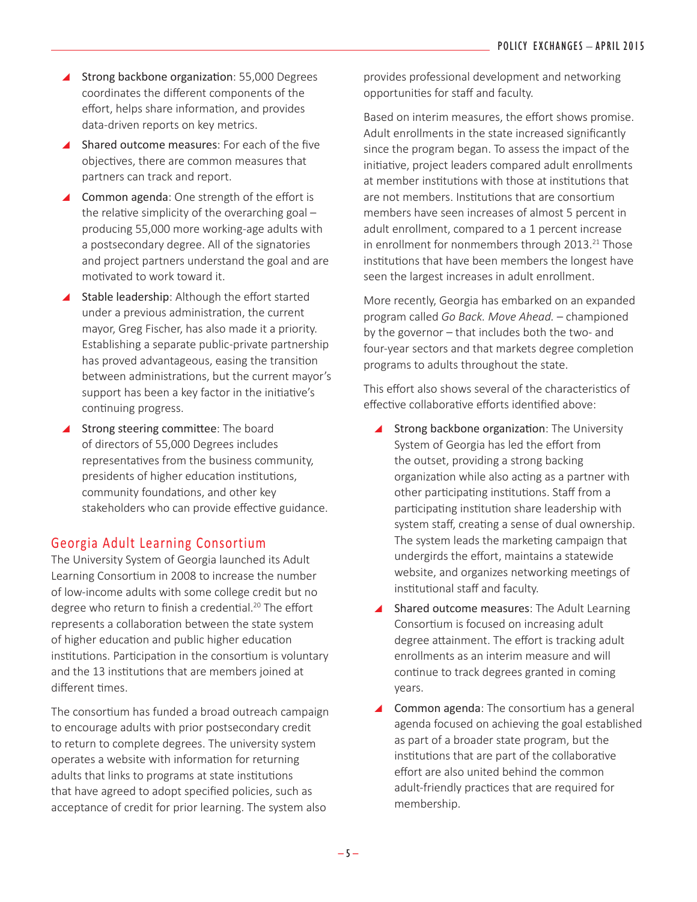- Strong backbone organization: 55,000 Degrees coordinates the different components of the effort, helps share information, and provides data-driven reports on key metrics.
- Shared outcome measures: For each of the five objectives, there are common measures that partners can track and report.
- Common agenda: One strength of the effort is the relative simplicity of the overarching goal – producing 55,000 more working-age adults with a postsecondary degree. All of the signatories and project partners understand the goal and are motivated to work toward it.
- Stable leadership: Although the effort started under a previous administration, the current mayor, Greg Fischer, has also made it a priority. Establishing a separate public-private partnership has proved advantageous, easing the transition between administrations, but the current mayor's support has been a key factor in the initiative's continuing progress.
- Strong steering committee: The board of directors of 55,000 Degrees includes representatives from the business community, presidents of higher education institutions, community foundations, and other key stakeholders who can provide effective guidance.

## Georgia Adult Learning Consortium

The University System of Georgia launched its Adult Learning Consortium in 2008 to increase the number of low-income adults with some college credit but no degree who return to finish a credential.[20] The effort represents a collaboration between the state system of higher education and public higher education institutions. Participation in the consortium is voluntary and the 13 institutions that are members joined at different times.

The consortium has funded a broad outreach campaign to encourage adults with prior postsecondary credit to return to complete degrees. The university system operates a website with information for returning adults that links to programs at state institutions that have agreed to adopt specified policies, such as acceptance of credit for prior learning. The system also provides professional development and networking opportunities for staff and faculty.

Based on interim measures, the effort shows promise. Adult enrollments in the state increased significantly since the program began. To assess the impact of the initiative, project leaders compared adult enrollments at member institutions with those at institutions that are not members. Institutions that are consortium members have seen increases of almost 5 percent in adult enrollment, compared to a 1 percent increase in enrollment for nonmembers through 2013.[21] Those institutions that have been members the longest have seen the largest increases in adult enrollment.

More recently, Georgia has embarked on an expanded program called *Go Back. Move Ahead.* – championed by the governor – that includes both the two- and four-year sectors and that markets degree completion programs to adults throughout the state.

This effort also shows several of the characteristics of effective collaborative efforts identified above:

- Strong backbone organization: The University System of Georgia has led the effort from the outset, providing a strong backing organization while also acting as a partner with other participating institutions. Staff from a participating institution share leadership with system staff, creating a sense of dual ownership. The system leads the marketing campaign that undergirds the effort, maintains a statewide website, and organizes networking meetings of institutional staff and faculty.
- Shared outcome measures: The Adult Learning Consortium is focused on increasing adult degree attainment. The effort is tracking adult enrollments as an interim measure and will continue to track degrees granted in coming years.
- Common agenda: The consortium has a general agenda focused on achieving the goal established as part of a broader state program, but the institutions that are part of the collaborative effort are also united behind the common adult-friendly practices that are required for membership.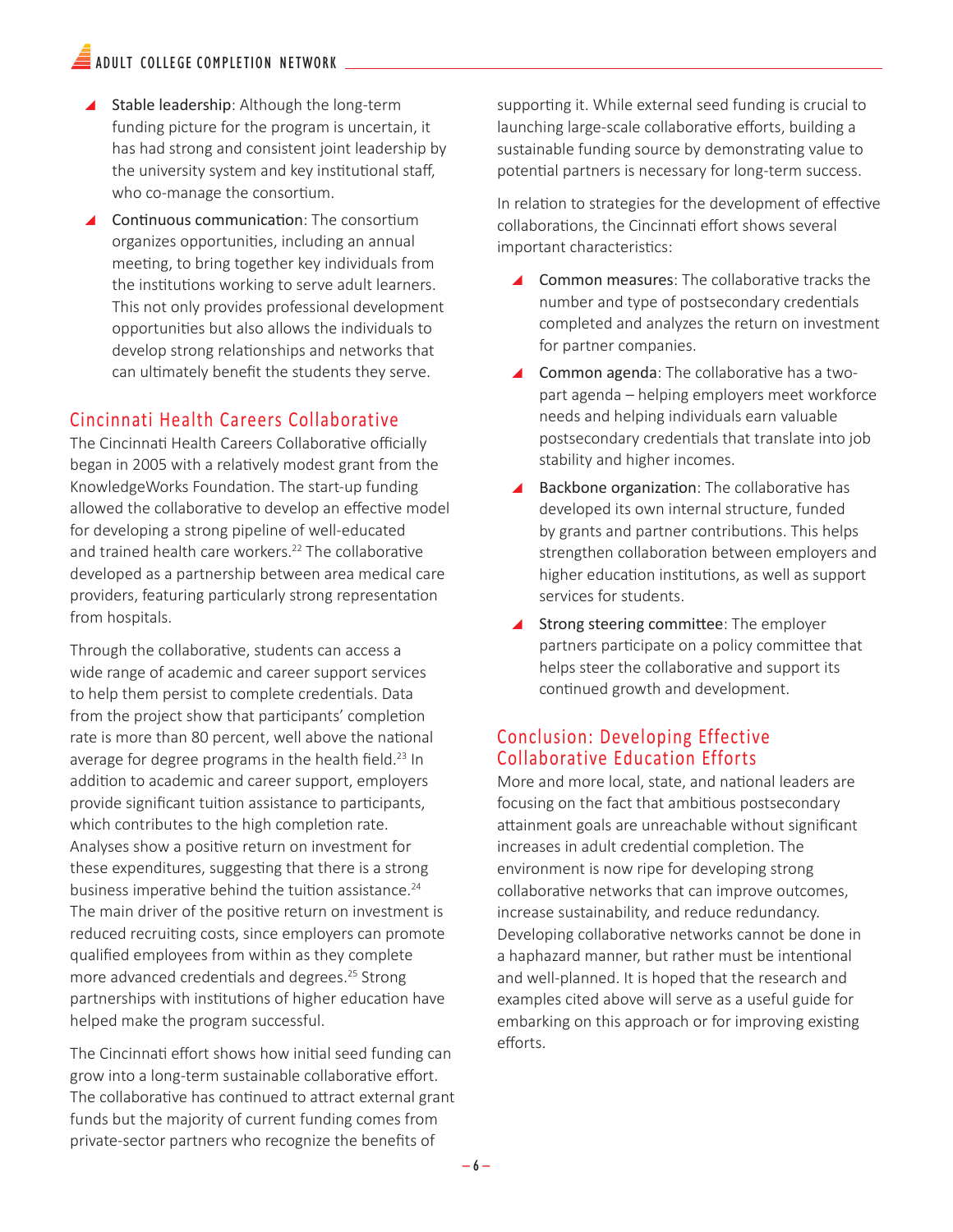- Stable leadership: Although the long-term funding picture for the program is uncertain, it has had strong and consistent joint leadership by the university system and key institutional staff, who co-manage the consortium.
- Continuous communication: The consortium organizes opportunities, including an annual meeting, to bring together key individuals from the institutions working to serve adult learners. This not only provides professional development opportunities but also allows the individuals to develop strong relationships and networks that can ultimately benefit the students they serve.

## Cincinnati Health Careers Collaborative

The Cincinnati Health Careers Collaborative officially began in 2005 with a relatively modest grant from the KnowledgeWorks Foundation. The start-up funding allowed the collaborative to develop an effective model for developing a strong pipeline of well-educated and trained health care workers.[22] The collaborative developed as a partnership between area medical care providers, featuring particularly strong representation from hospitals.

Through the collaborative, students can access a wide range of academic and career support services to help them persist to complete credentials. Data from the project show that participants' completion rate is more than 80 percent, well above the national average for degree programs in the health field.[23] In addition to academic and career support, employers provide significant tuition assistance to participants, which contributes to the high completion rate. Analyses show a positive return on investment for these expenditures, suggesting that there is a strong business imperative behind the tuition assistance.[24] The main driver of the positive return on investment is reduced recruiting costs, since employers can promote qualified employees from within as they complete more advanced credentials and degrees.[25] Strong partnerships with institutions of higher education have helped make the program successful.

The Cincinnati effort shows how initial seed funding can grow into a long-term sustainable collaborative effort. The collaborative has continued to attract external grant funds but the majority of current funding comes from private-sector partners who recognize the benefits of supporting it. While external seed funding is crucial to launching large-scale collaborative efforts, building a sustainable funding source by demonstrating value to potential partners is necessary for long-term success.

In relation to strategies for the development of effective collaborations, the Cincinnati effort shows several important characteristics:

- Common measures: The collaborative tracks the number and type of postsecondary credentials completed and analyzes the return on investment for partner companies.
- Common agenda: The collaborative has a two-part agenda – helping employers meet workforce needs and helping individuals earn valuable postsecondary credentials that translate into job stability and higher incomes.
- Backbone organization: The collaborative has developed its own internal structure, funded by grants and partner contributions. This helps strengthen collaboration between employers and higher education institutions, as well as support services for students.
- Strong steering committee: The employer partners participate on a policy committee that helps steer the collaborative and support its continued growth and development.

## Conclusion: Developing Effective Collaborative Education Efforts

More and more local, state, and national leaders are focusing on the fact that ambitious postsecondary attainment goals are unreachable without significant increases in adult credential completion. The environment is now ripe for developing strong collaborative networks that can improve outcomes, increase sustainability, and reduce redundancy. Developing collaborative networks cannot be done in a haphazard manner, but rather must be intentional and well-planned. It is hoped that the research and examples cited above will serve as a useful guide for embarking on this approach or for improving existing efforts.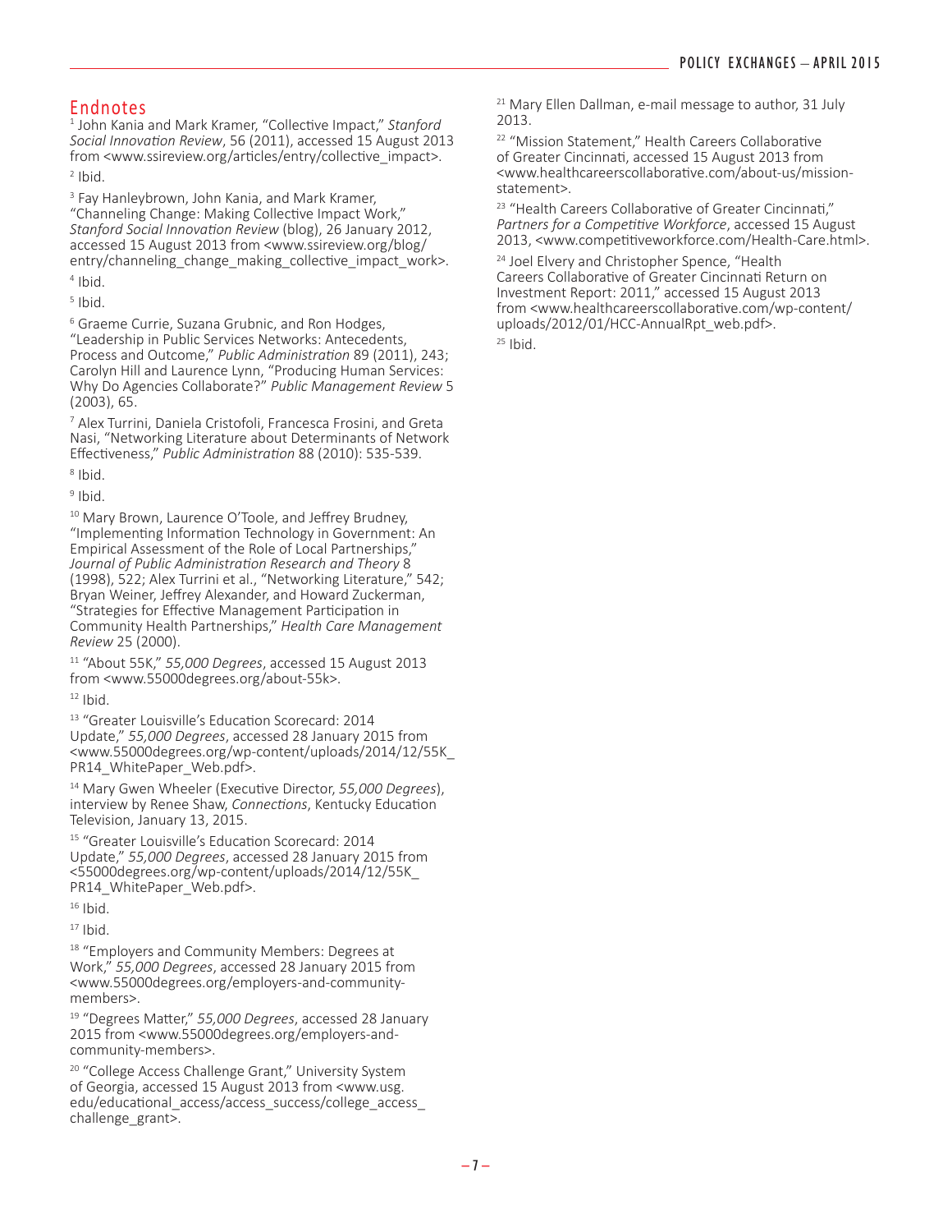## Endnotes

[1] John Kania and Mark Kramer, "Collective Impact," *Stanford Social Innovation Review*, 56 (2011), accessed 15 August 2013 from <www.ssireview.org/articles/entry/collective_impact>.

[2] Ibid.

[3] Fay Hanleybrown, John Kania, and Mark Kramer, "Channeling Change: Making Collective Impact Work," *Stanford Social Innovation Review* (blog), 26 January 2012, accessed 15 August 2013 from <www.ssireview.org/blog/entry/channeling_change_making_collective_impact_work>.

[4] Ibid.

[5] Ibid.

[6] Graeme Currie, Suzana Grubnic, and Ron Hodges, "Leadership in Public Services Networks: Antecedents, Process and Outcome," *Public Administration* 89 (2011), 243; Carolyn Hill and Laurence Lynn, "Producing Human Services: Why Do Agencies Collaborate?" *Public Management Review* 5 (2003), 65.

[7] Alex Turrini, Daniela Cristofoli, Francesca Frosini, and Greta Nasi, "Networking Literature about Determinants of Network Effectiveness," *Public Administration* 88 (2010): 535-539.

[8] Ibid.

[9] Ibid.

[10] Mary Brown, Laurence O'Toole, and Jeffrey Brudney, "Implementing Information Technology in Government: An Empirical Assessment of the Role of Local Partnerships," *Journal of Public Administration Research and Theory* 8 (1998), 522; Alex Turrini et al., "Networking Literature," 542; Bryan Weiner, Jeffrey Alexander, and Howard Zuckerman, "Strategies for Effective Management Participation in Community Health Partnerships," *Health Care Management Review* 25 (2000).

[11] "About 55K," *55,000 Degrees*, accessed 15 August 2013 from <www.55000degrees.org/about-55k>.

[12] Ibid.

[13] "Greater Louisville's Education Scorecard: 2014 Update," *55,000 Degrees*, accessed 28 January 2015 from <www.55000degrees.org/wp-content/uploads/2014/12/55K_PR14_WhitePaper_Web.pdf>.

[14] Mary Gwen Wheeler (Executive Director, *55,000 Degrees*), interview by Renee Shaw, *Connections*, Kentucky Education Television, January 13, 2015.

[15] "Greater Louisville's Education Scorecard: 2014 Update," *55,000 Degrees*, accessed 28 January 2015 from <55000degrees.org/wp-content/uploads/2014/12/55K_PR14_WhitePaper_Web.pdf>.

[16] Ibid.

[17] Ibid.

[18] "Employers and Community Members: Degrees at Work," *55,000 Degrees*, accessed 28 January 2015 from <www.55000degrees.org/employers-and-community-members>.

[19] "Degrees Matter," *55,000 Degrees*, accessed 28 January 2015 from <www.55000degrees.org/employers-and-community-members>.

[20] "College Access Challenge Grant," University System of Georgia, accessed 15 August 2013 from <www.usg.edu/educational_access/access_success/college_access_challenge_grant>.

[21] Mary Ellen Dallman, e-mail message to author, 31 July 2013.

[22] "Mission Statement," Health Careers Collaborative of Greater Cincinnati, accessed 15 August 2013 from <www.healthcareerscollaborative.com/about-us/mission-statement>.

[23] "Health Careers Collaborative of Greater Cincinnati," *Partners for a Competitive Workforce*, accessed 15 August 2013, <www.competitiveworkforce.com/Health-Care.html>.

[24] Joel Elvery and Christopher Spence, "Health Careers Collaborative of Greater Cincinnati Return on Investment Report: 2011," accessed 15 August 2013 from <www.healthcareerscollaborative.com/wp-content/uploads/2012/01/HCC-AnnualRpt_web.pdf>.

[25] Ibid.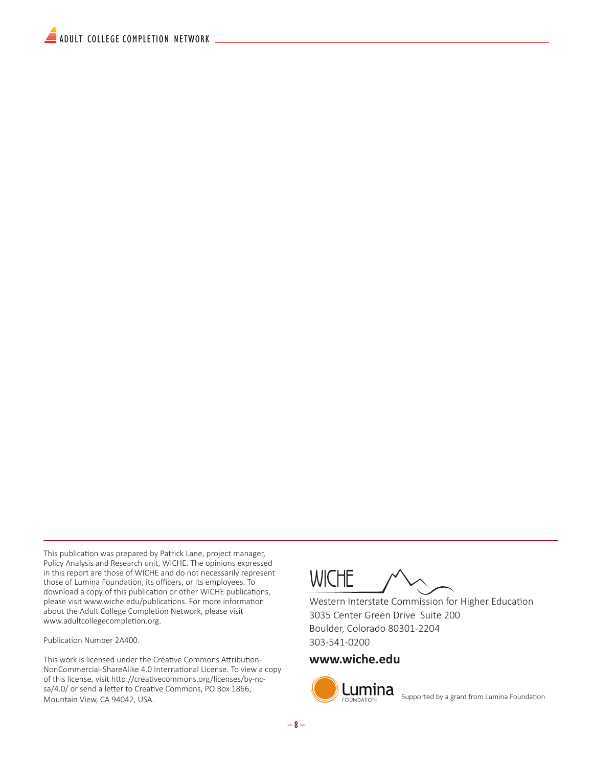This publication was prepared by Patrick Lane, project manager, Policy Analysis and Research unit, WICHE. The opinions expressed in this report are those of WICHE and do not necessarily represent those of Lumina Foundation, its officers, or its employees. To download a copy of this publication or other WICHE publications, please visit www.wiche.edu/publications. For more information about the Adult College Completion Network, please visit www.adultcollegecompletion.org.

Publication Number 2A400.

This work is licensed under the Creative Commons Attribution-NonCommercial-ShareAlike 4.0 International License. To view a copy of this license, visit http://creativecommons.org/licenses/by-nc-sa/4.0/ or send a letter to Creative Commons, PO Box 1866, Mountain View, CA 94042, USA.

WICHE

Western Interstate Commission for Higher Education
3035 Center Green Drive Suite 200
Boulder, Colorado 80301-2204
303-541-0200

**www.wiche.edu**

Lumina FOUNDATION

Supported by a grant from Lumina Foundation